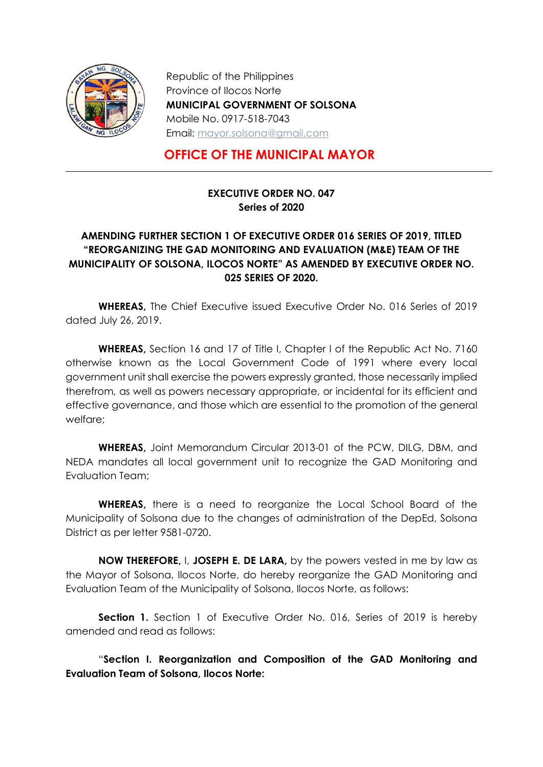Republic of the Philippines
Province of Ilocos Norte
**MUNICIPAL GOVERNMENT OF SOLSONA**
Mobile No. 0917-518-7043
Email: mayor.solsona@gmail.com

## OFFICE OF THE MUNICIPAL MAYOR

---

**EXECUTIVE ORDER NO. 047**
**Series of 2020**

**AMENDING FURTHER SECTION 1 OF EXECUTIVE ORDER 016 SERIES OF 2019, TITLED "REORGANIZING THE GAD MONITORING AND EVALUATION (M&E) TEAM OF THE MUNICIPALITY OF SOLSONA, ILOCOS NORTE" AS AMENDED BY EXECUTIVE ORDER NO. 025 SERIES OF 2020.**

**WHEREAS,** The Chief Executive issued Executive Order No. 016 Series of 2019 dated July 26, 2019.

**WHEREAS,** Section 16 and 17 of Title I, Chapter I of the Republic Act No. 7160 otherwise known as the Local Government Code of 1991 where every local government unit shall exercise the powers expressly granted, those necessarily implied therefrom, as well as powers necessary appropriate, or incidental for its efficient and effective governance, and those which are essential to the promotion of the general welfare;

**WHEREAS,** Joint Memorandum Circular 2013-01 of the PCW, DILG, DBM, and NEDA mandates all local government unit to recognize the GAD Monitoring and Evaluation Team;

**WHEREAS,** there is a need to reorganize the Local School Board of the Municipality of Solsona due to the changes of administration of the DepEd, Solsona District as per letter 9581-0720.

**NOW THEREFORE,** I, **JOSEPH E. DE LARA,** by the powers vested in me by law as the Mayor of Solsona, Ilocos Norte, do hereby reorganize the GAD Monitoring and Evaluation Team of the Municipality of Solsona, Ilocos Norte, as follows:

**Section 1.** Section 1 of Executive Order No. 016, Series of 2019 is hereby amended and read as follows:

"**Section I. Reorganization and Composition of the GAD Monitoring and Evaluation Team of Solsona, Ilocos Norte:**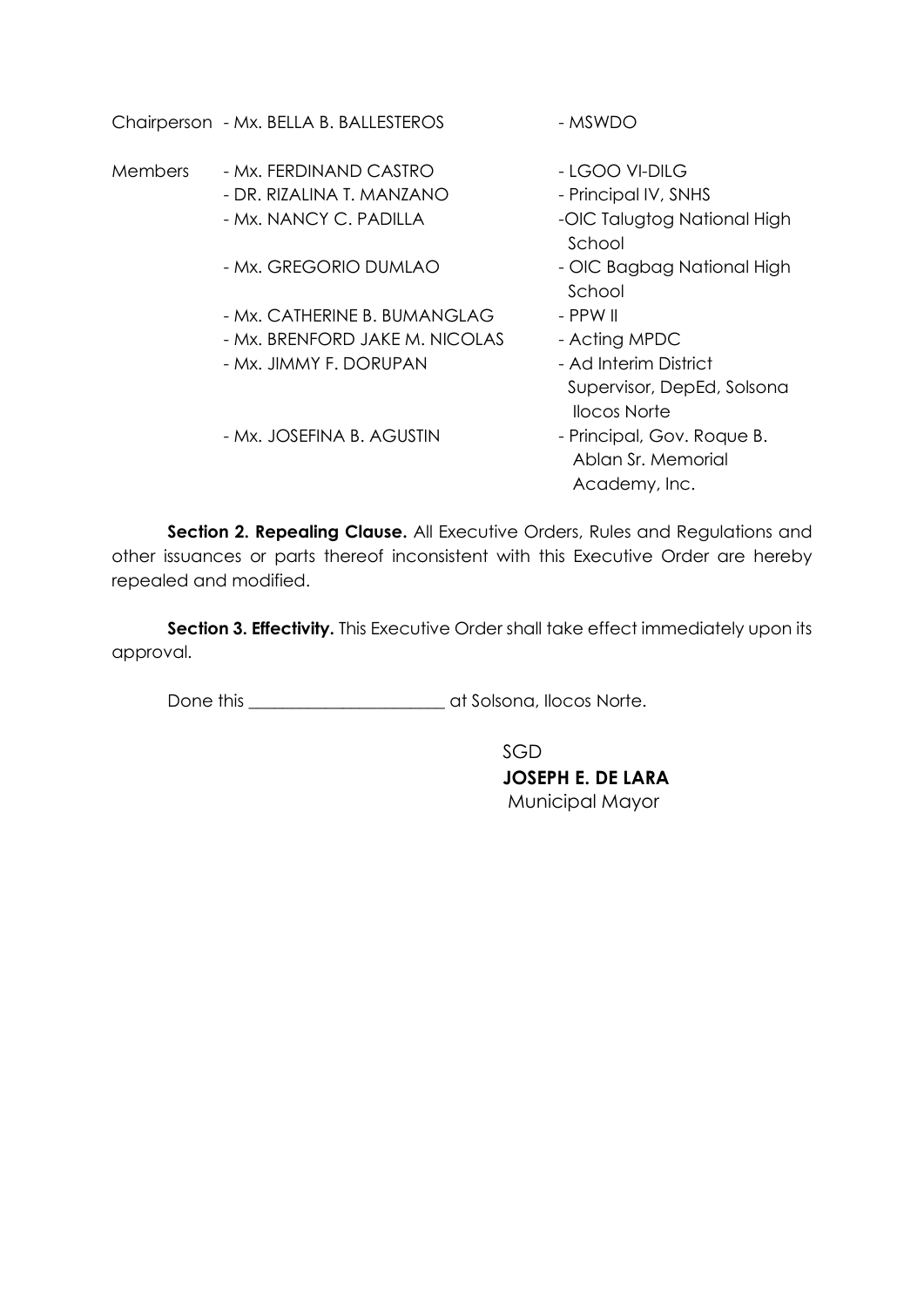| | | |
|---|---|---|
| Chairperson | - Mx. BELLA B. BALLESTEROS | - MSWDO |
| Members | - Mx. FERDINAND CASTRO | - LGOO VI-DILG |
| | - DR. RIZALINA T. MANZANO | - Principal IV, SNHS |
| | - Mx. NANCY C. PADILLA | -OIC Talugtog National High School |
| | - Mx. GREGORIO DUMLAO | - OIC Bagbag National High School |
| | - Mx. CATHERINE B. BUMANGLAG | - PPW II |
| | - Mx. BRENFORD JAKE M. NICOLAS | - Acting MPDC |
| | - Mx. JIMMY F. DORUPAN | - Ad Interim District Supervisor, DepEd, Solsona Ilocos Norte |
| | - Mx. JOSEFINA B. AGUSTIN | - Principal, Gov. Roque B. Ablan Sr. Memorial Academy, Inc. |

**Section 2. Repealing Clause.** All Executive Orders, Rules and Regulations and other issuances or parts thereof inconsistent with this Executive Order are hereby repealed and modified.

**Section 3. Effectivity.** This Executive Order shall take effect immediately upon its approval.

Done this ______________________ at Solsona, Ilocos Norte.

SGD
**JOSEPH E. DE LARA**
Municipal Mayor